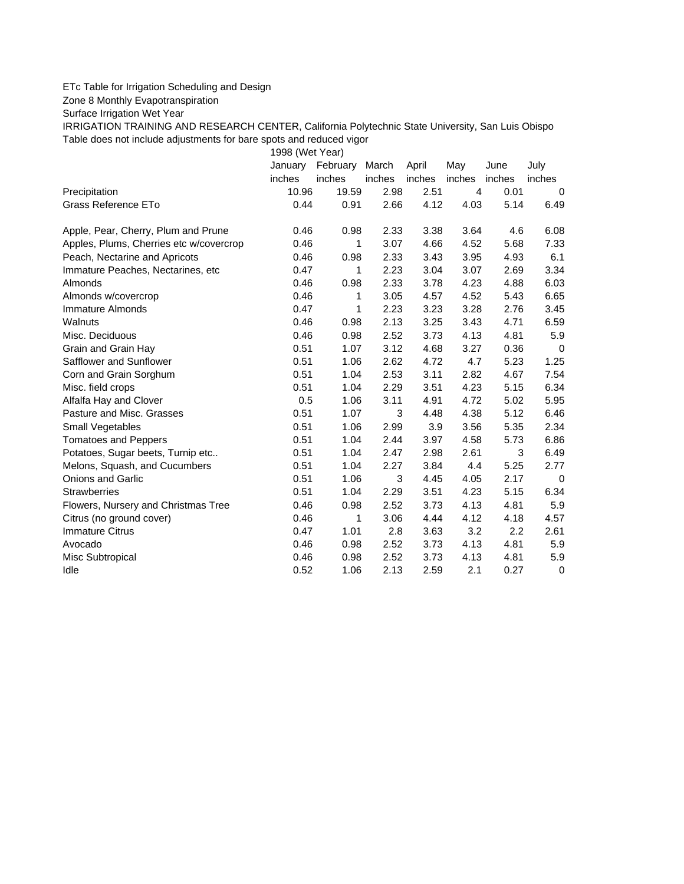ETc Table for Irrigation Scheduling and Design

Zone 8 Monthly Evapotranspiration

Surface Irrigation Wet Year

IRRIGATION TRAINING AND RESEARCH CENTER, California Polytechnic State University, San Luis Obispo

Table does not include adjustments for bare spots and reduced vigor

| | 1998 (Wet Year) | | | | | | |
|---|---|---|---|---|---|---|---|
| | January | February | March | April | May | June | July |
| | inches | inches | inches | inches | inches | inches | inches |
| Precipitation | 10.96 | 19.59 | 2.98 | 2.51 | 4 | 0.01 | 0 |
| Grass Reference ETo | 0.44 | 0.91 | 2.66 | 4.12 | 4.03 | 5.14 | 6.49 |
| | | | | | | | |
| Apple, Pear, Cherry, Plum and Prune | 0.46 | 0.98 | 2.33 | 3.38 | 3.64 | 4.6 | 6.08 |
| Apples, Plums, Cherries etc w/covercrop | 0.46 | 1 | 3.07 | 4.66 | 4.52 | 5.68 | 7.33 |
| Peach, Nectarine and Apricots | 0.46 | 0.98 | 2.33 | 3.43 | 3.95 | 4.93 | 6.1 |
| Immature Peaches, Nectarines, etc | 0.47 | 1 | 2.23 | 3.04 | 3.07 | 2.69 | 3.34 |
| Almonds | 0.46 | 0.98 | 2.33 | 3.78 | 4.23 | 4.88 | 6.03 |
| Almonds w/covercrop | 0.46 | 1 | 3.05 | 4.57 | 4.52 | 5.43 | 6.65 |
| Immature Almonds | 0.47 | 1 | 2.23 | 3.23 | 3.28 | 2.76 | 3.45 |
| Walnuts | 0.46 | 0.98 | 2.13 | 3.25 | 3.43 | 4.71 | 6.59 |
| Misc. Deciduous | 0.46 | 0.98 | 2.52 | 3.73 | 4.13 | 4.81 | 5.9 |
| Grain and Grain Hay | 0.51 | 1.07 | 3.12 | 4.68 | 3.27 | 0.36 | 0 |
| Safflower and Sunflower | 0.51 | 1.06 | 2.62 | 4.72 | 4.7 | 5.23 | 1.25 |
| Corn and Grain Sorghum | 0.51 | 1.04 | 2.53 | 3.11 | 2.82 | 4.67 | 7.54 |
| Misc. field crops | 0.51 | 1.04 | 2.29 | 3.51 | 4.23 | 5.15 | 6.34 |
| Alfalfa Hay and Clover | 0.5 | 1.06 | 3.11 | 4.91 | 4.72 | 5.02 | 5.95 |
| Pasture and Misc. Grasses | 0.51 | 1.07 | 3 | 4.48 | 4.38 | 5.12 | 6.46 |
| Small Vegetables | 0.51 | 1.06 | 2.99 | 3.9 | 3.56 | 5.35 | 2.34 |
| Tomatoes and Peppers | 0.51 | 1.04 | 2.44 | 3.97 | 4.58 | 5.73 | 6.86 |
| Potatoes, Sugar beets, Turnip etc.. | 0.51 | 1.04 | 2.47 | 2.98 | 2.61 | 3 | 6.49 |
| Melons, Squash, and Cucumbers | 0.51 | 1.04 | 2.27 | 3.84 | 4.4 | 5.25 | 2.77 |
| Onions and Garlic | 0.51 | 1.06 | 3 | 4.45 | 4.05 | 2.17 | 0 |
| Strawberries | 0.51 | 1.04 | 2.29 | 3.51 | 4.23 | 5.15 | 6.34 |
| Flowers, Nursery and Christmas Tree | 0.46 | 0.98 | 2.52 | 3.73 | 4.13 | 4.81 | 5.9 |
| Citrus (no ground cover) | 0.46 | 1 | 3.06 | 4.44 | 4.12 | 4.18 | 4.57 |
| Immature Citrus | 0.47 | 1.01 | 2.8 | 3.63 | 3.2 | 2.2 | 2.61 |
| Avocado | 0.46 | 0.98 | 2.52 | 3.73 | 4.13 | 4.81 | 5.9 |
| Misc Subtropical | 0.46 | 0.98 | 2.52 | 3.73 | 4.13 | 4.81 | 5.9 |
| Idle | 0.52 | 1.06 | 2.13 | 2.59 | 2.1 | 0.27 | 0 |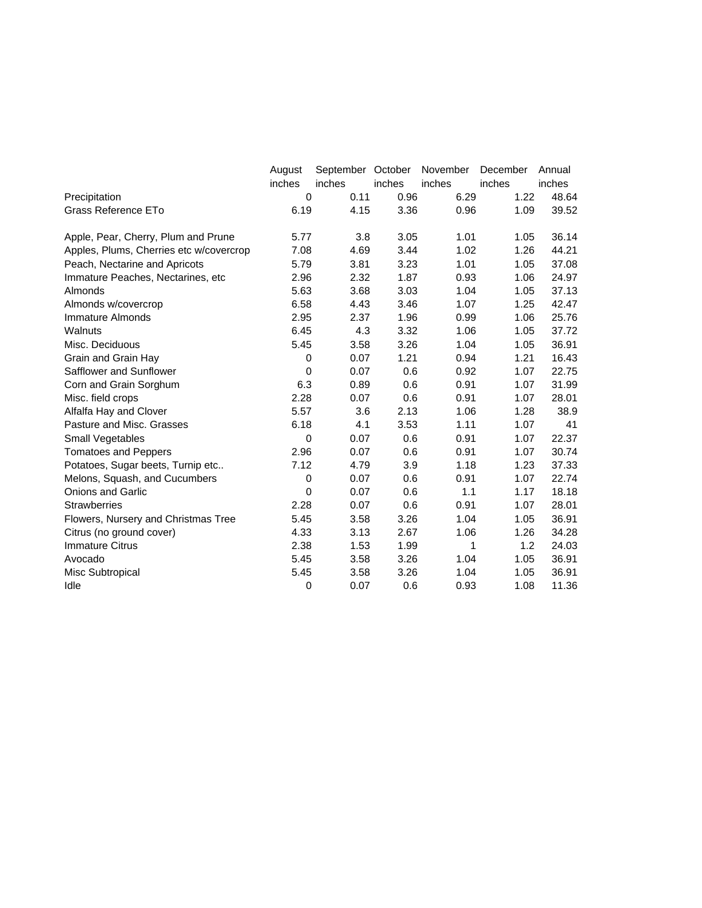| | August inches | September inches | October inches | November inches | December inches | Annual inches |
|---|---|---|---|---|---|---|
| Precipitation | 0 | 0.11 | 0.96 | 6.29 | 1.22 | 48.64 |
| Grass Reference ETo | 6.19 | 4.15 | 3.36 | 0.96 | 1.09 | 39.52 |
| | | | | | | |
| Apple, Pear, Cherry, Plum and Prune | 5.77 | 3.8 | 3.05 | 1.01 | 1.05 | 36.14 |
| Apples, Plums, Cherries etc w/covercrop | 7.08 | 4.69 | 3.44 | 1.02 | 1.26 | 44.21 |
| Peach, Nectarine and Apricots | 5.79 | 3.81 | 3.23 | 1.01 | 1.05 | 37.08 |
| Immature Peaches, Nectarines, etc | 2.96 | 2.32 | 1.87 | 0.93 | 1.06 | 24.97 |
| Almonds | 5.63 | 3.68 | 3.03 | 1.04 | 1.05 | 37.13 |
| Almonds w/covercrop | 6.58 | 4.43 | 3.46 | 1.07 | 1.25 | 42.47 |
| Immature Almonds | 2.95 | 2.37 | 1.96 | 0.99 | 1.06 | 25.76 |
| Walnuts | 6.45 | 4.3 | 3.32 | 1.06 | 1.05 | 37.72 |
| Misc. Deciduous | 5.45 | 3.58 | 3.26 | 1.04 | 1.05 | 36.91 |
| Grain and Grain Hay | 0 | 0.07 | 1.21 | 0.94 | 1.21 | 16.43 |
| Safflower and Sunflower | 0 | 0.07 | 0.6 | 0.92 | 1.07 | 22.75 |
| Corn and Grain Sorghum | 6.3 | 0.89 | 0.6 | 0.91 | 1.07 | 31.99 |
| Misc. field crops | 2.28 | 0.07 | 0.6 | 0.91 | 1.07 | 28.01 |
| Alfalfa Hay and Clover | 5.57 | 3.6 | 2.13 | 1.06 | 1.28 | 38.9 |
| Pasture and Misc. Grasses | 6.18 | 4.1 | 3.53 | 1.11 | 1.07 | 41 |
| Small Vegetables | 0 | 0.07 | 0.6 | 0.91 | 1.07 | 22.37 |
| Tomatoes and Peppers | 2.96 | 0.07 | 0.6 | 0.91 | 1.07 | 30.74 |
| Potatoes, Sugar beets, Turnip etc.. | 7.12 | 4.79 | 3.9 | 1.18 | 1.23 | 37.33 |
| Melons, Squash, and Cucumbers | 0 | 0.07 | 0.6 | 0.91 | 1.07 | 22.74 |
| Onions and Garlic | 0 | 0.07 | 0.6 | 1.1 | 1.17 | 18.18 |
| Strawberries | 2.28 | 0.07 | 0.6 | 0.91 | 1.07 | 28.01 |
| Flowers, Nursery and Christmas Tree | 5.45 | 3.58 | 3.26 | 1.04 | 1.05 | 36.91 |
| Citrus (no ground cover) | 4.33 | 3.13 | 2.67 | 1.06 | 1.26 | 34.28 |
| Immature Citrus | 2.38 | 1.53 | 1.99 | 1 | 1.2 | 24.03 |
| Avocado | 5.45 | 3.58 | 3.26 | 1.04 | 1.05 | 36.91 |
| Misc Subtropical | 5.45 | 3.58 | 3.26 | 1.04 | 1.05 | 36.91 |
| Idle | 0 | 0.07 | 0.6 | 0.93 | 1.08 | 11.36 |